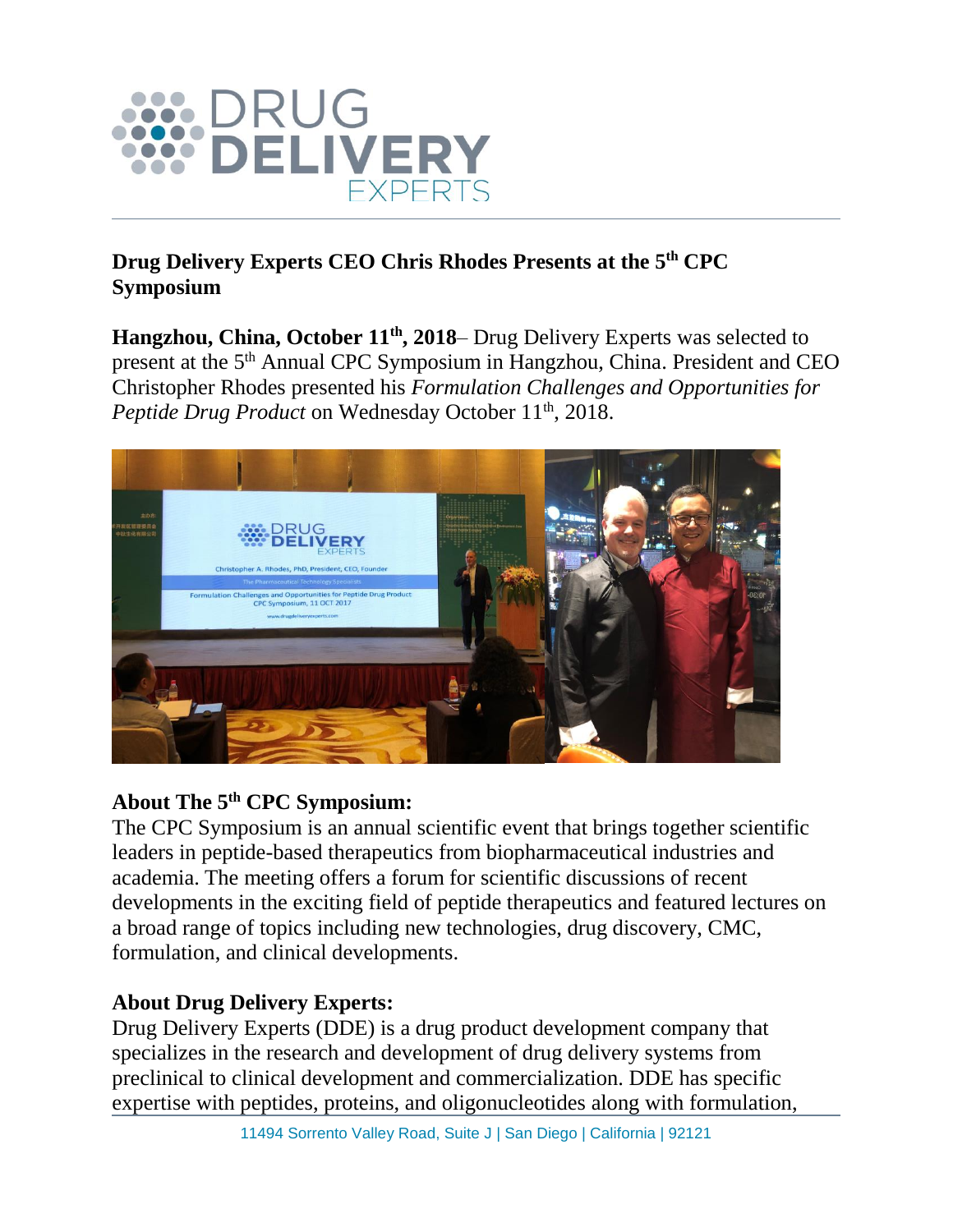**Drug Delivery Experts CEO Chris Rhodes Presents at the 5th CPC Symposium**

**Hangzhou, China, October 11th, 2018**– Drug Delivery Experts was selected to present at the 5th Annual CPC Symposium in Hangzhou, China. President and CEO Christopher Rhodes presented his *Formulation Challenges and Opportunities for Peptide Drug Product* on Wednesday October 11th, 2018.

## About The 5th CPC Symposium:

The CPC Symposium is an annual scientific event that brings together scientific leaders in peptide-based therapeutics from biopharmaceutical industries and academia. The meeting offers a forum for scientific discussions of recent developments in the exciting field of peptide therapeutics and featured lectures on a broad range of topics including new technologies, drug discovery, CMC, formulation, and clinical developments.

## About Drug Delivery Experts:

Drug Delivery Experts (DDE) is a drug product development company that specializes in the research and development of drug delivery systems from preclinical to clinical development and commercialization. DDE has specific expertise with peptides, proteins, and oligonucleotides along with formulation,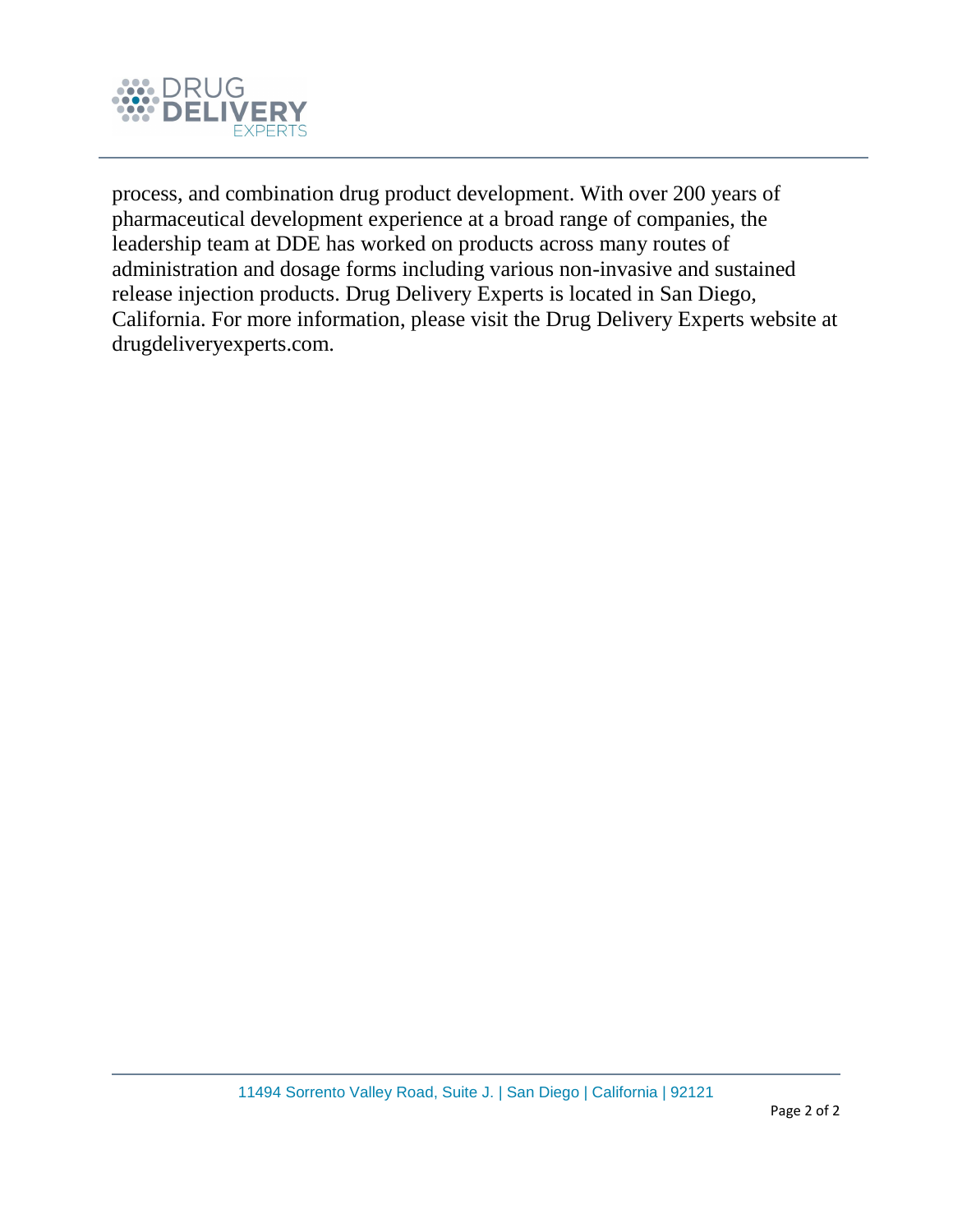process, and combination drug product development. With over 200 years of pharmaceutical development experience at a broad range of companies, the leadership team at DDE has worked on products across many routes of administration and dosage forms including various non-invasive and sustained release injection products. Drug Delivery Experts is located in San Diego, California. For more information, please visit the Drug Delivery Experts website at drugdeliveryexperts.com.